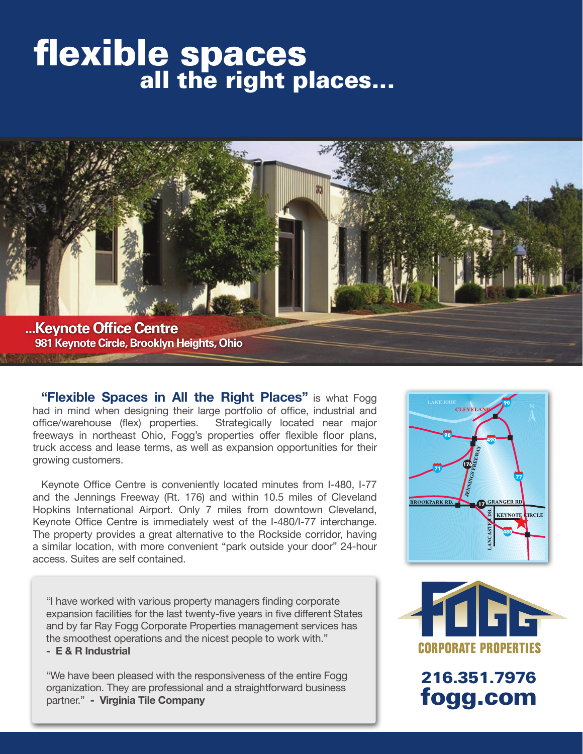# flexible spaces
## all the right places...

**...Keynote Office Centre**
**981 Keynote Circle, Brooklyn Heights, Ohio**

**"Flexible Spaces in All the Right Places"** is what Fogg had in mind when designing their large portfolio of office, industrial and office/warehouse (flex) properties. Strategically located near major freeways in northeast Ohio, Fogg's properties offer flexible floor plans, truck access and lease terms, as well as expansion opportunities for their growing customers.

Keynote Office Centre is conveniently located minutes from I-480, I-77 and the Jennings Freeway (Rt. 176) and within 10.5 miles of Cleveland Hopkins International Airport. Only 7 miles from downtown Cleveland, Keynote Office Centre is immediately west of the I-480/I-77 interchange. The property provides a great alternative to the Rockside corridor, having a similar location, with more convenient "park outside your door" 24-hour access. Suites are self contained.

"I have worked with various property managers finding corporate expansion facilities for the last twenty-five years in five different States and by far Ray Fogg Corporate Properties management services has the smoothest operations and the nicest people to work with."
**- E & R Industrial**

"We have been pleased with the responsiveness of the entire Fogg organization. They are professional and a straightforward business partner." **- Virginia Tile Company**

**FOGG CORPORATE PROPERTIES**

**216.351.7976**
**fogg.com**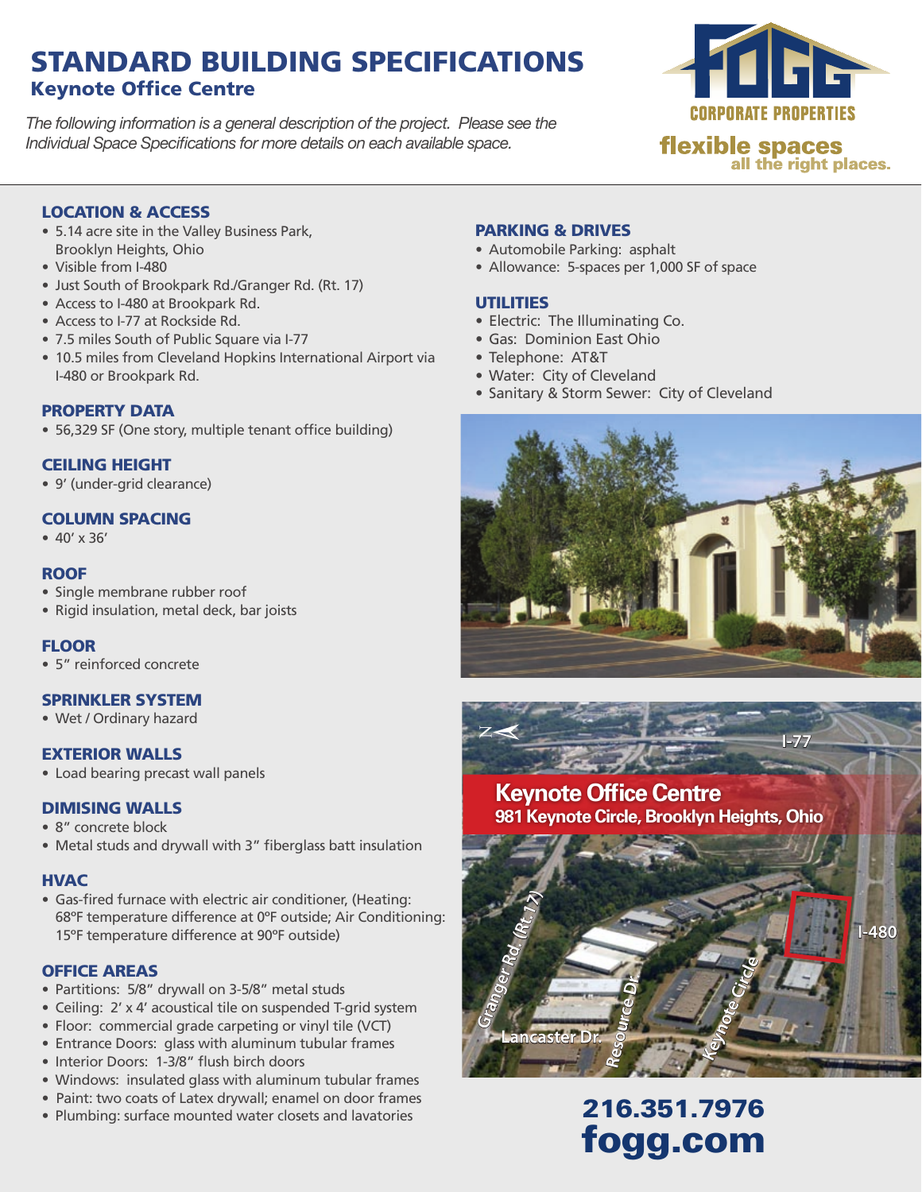# STANDARD BUILDING SPECIFICATIONS

## Keynote Office Centre

*The following information is a general description of the project. Please see the Individual Space Specifications for more details on each available space.*

FOGG CORPORATE PROPERTIES

**flexible spaces all the right places.**

### LOCATION & ACCESS

- 5.14 acre site in the Valley Business Park, Brooklyn Heights, Ohio
- Visible from I-480
- Just South of Brookpark Rd./Granger Rd. (Rt. 17)
- Access to I-480 at Brookpark Rd.
- Access to I-77 at Rockside Rd.
- 7.5 miles South of Public Square via I-77
- 10.5 miles from Cleveland Hopkins International Airport via I-480 or Brookpark Rd.

### PROPERTY DATA

- 56,329 SF (One story, multiple tenant office building)

### CEILING HEIGHT

- 9′ (under-grid clearance)

### COLUMN SPACING

- 40′ x 36′

### ROOF

- Single membrane rubber roof
- Rigid insulation, metal deck, bar joists

### FLOOR

- 5″ reinforced concrete

### SPRINKLER SYSTEM

- Wet / Ordinary hazard

### EXTERIOR WALLS

- Load bearing precast wall panels

### DIMISING WALLS

- 8″ concrete block
- Metal studs and drywall with 3″ fiberglass batt insulation

### HVAC

- Gas-fired furnace with electric air conditioner, (Heating: 68ºF temperature difference at 0ºF outside; Air Conditioning: 15ºF temperature difference at 90ºF outside)

### OFFICE AREAS

- Partitions: 5/8″ drywall on 3-5/8″ metal studs
- Ceiling: 2′ x 4′ acoustical tile on suspended T-grid system
- Floor: commercial grade carpeting or vinyl tile (VCT)
- Entrance Doors: glass with aluminum tubular frames
- Interior Doors: 1-3/8″ flush birch doors
- Windows: insulated glass with aluminum tubular frames
- Paint: two coats of Latex drywall; enamel on door frames
- Plumbing: surface mounted water closets and lavatories

### PARKING & DRIVES

- Automobile Parking: asphalt
- Allowance: 5-spaces per 1,000 SF of space

### UTILITIES

- Electric: The Illuminating Co.
- Gas: Dominion East Ohio
- Telephone: AT&T
- Water: City of Cleveland
- Sanitary & Storm Sewer: City of Cleveland

**Keynote Office Centre**
**981 Keynote Circle, Brooklyn Heights, Ohio**

I-77 · I-480 · Granger Rd. (Rt. 17) · Lancaster Dr. · Resource Dr. · Keynote Circle

**216.351.7976**
**fogg.com**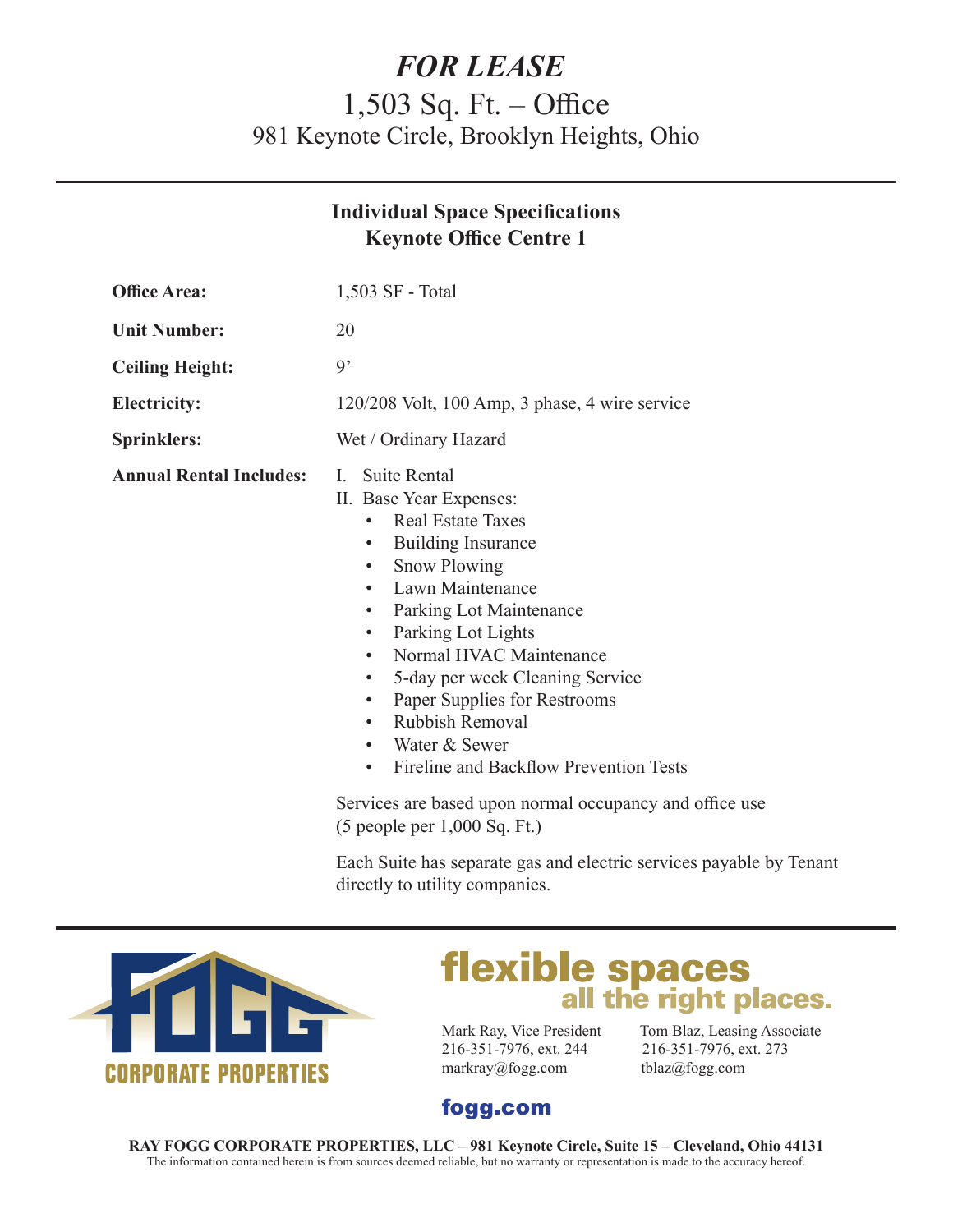# *FOR LEASE*

## 1,503 Sq. Ft. – Office

### 981 Keynote Circle, Brooklyn Heights, Ohio

---

**Individual Space Specifications**
**Keynote Office Centre 1**

**Office Area:** 1,503 SF - Total

**Unit Number:** 20

**Ceiling Height:** 9'

**Electricity:** 120/208 Volt, 100 Amp, 3 phase, 4 wire service

**Sprinklers:** Wet / Ordinary Hazard

**Annual Rental Includes:**

I. Suite Rental

II. Base Year Expenses:

- Real Estate Taxes
- Building Insurance
- Snow Plowing
- Lawn Maintenance
- Parking Lot Maintenance
- Parking Lot Lights
- Normal HVAC Maintenance
- 5-day per week Cleaning Service
- Paper Supplies for Restrooms
- Rubbish Removal
- Water & Sewer
- Fireline and Backflow Prevention Tests

Services are based upon normal occupancy and office use (5 people per 1,000 Sq. Ft.)

Each Suite has separate gas and electric services payable by Tenant directly to utility companies.

---

FOGG CORPORATE PROPERTIES

**flexible spaces all the right places.**

Mark Ray, Vice President
216-351-7976, ext. 244
markray@fogg.com

Tom Blaz, Leasing Associate
216-351-7976, ext. 273
tblaz@fogg.com

**fogg.com**

**RAY FOGG CORPORATE PROPERTIES, LLC – 981 Keynote Circle, Suite 15 – Cleveland, Ohio 44131**

The information contained herein is from sources deemed reliable, but no warranty or representation is made to the accuracy hereof.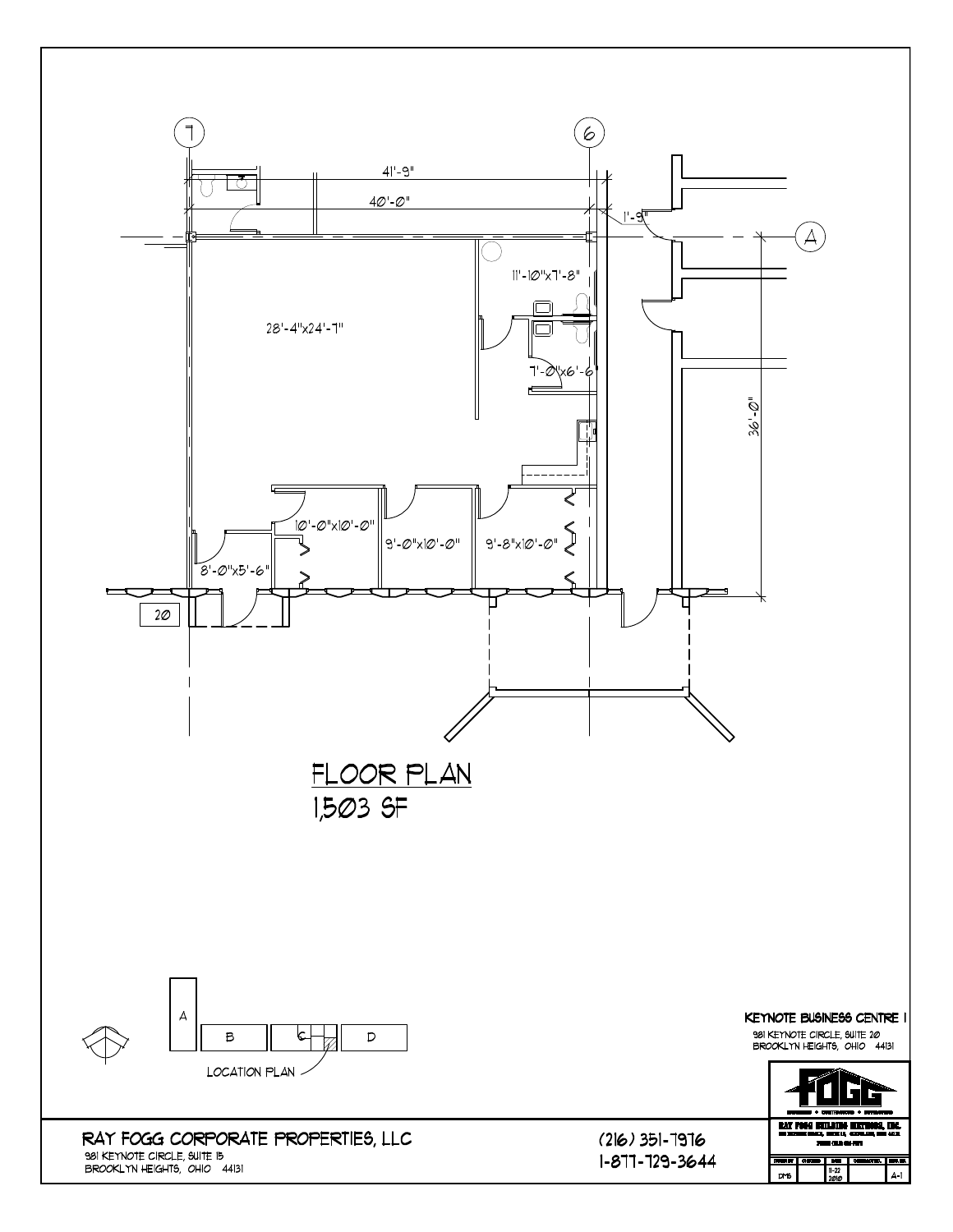7

6

41'-9"

40'-0"

1'-9"

A

11'-10"x7'-8"

28'-4"x24'-7"

7'-0"x6'-6"

36'-0"

10'-0"x10'-0"

9'-0"x10'-0"

9'-8"x10'-0"

8'-0"x5'-6"

20

# FLOOR PLAN
## 1,503 SF

A

B

C

D

LOCATION PLAN

**KEYNOTE BUSINESS CENTRE I**

981 KEYNOTE CIRCLE, SUITE 20
BROOKLYN HEIGHTS, OHIO 44131

FOGG

RAY FOGG BUILDING METHODS, INC.

| DMS | | 11-22 2010 | | A-1 |
|---|---|---|---|---|

RAY FOGG CORPORATE PROPERTIES, LLC
981 KEYNOTE CIRCLE, SUITE 15
BROOKLYN HEIGHTS, OHIO 44131

(216) 351-7976
1-877-729-3644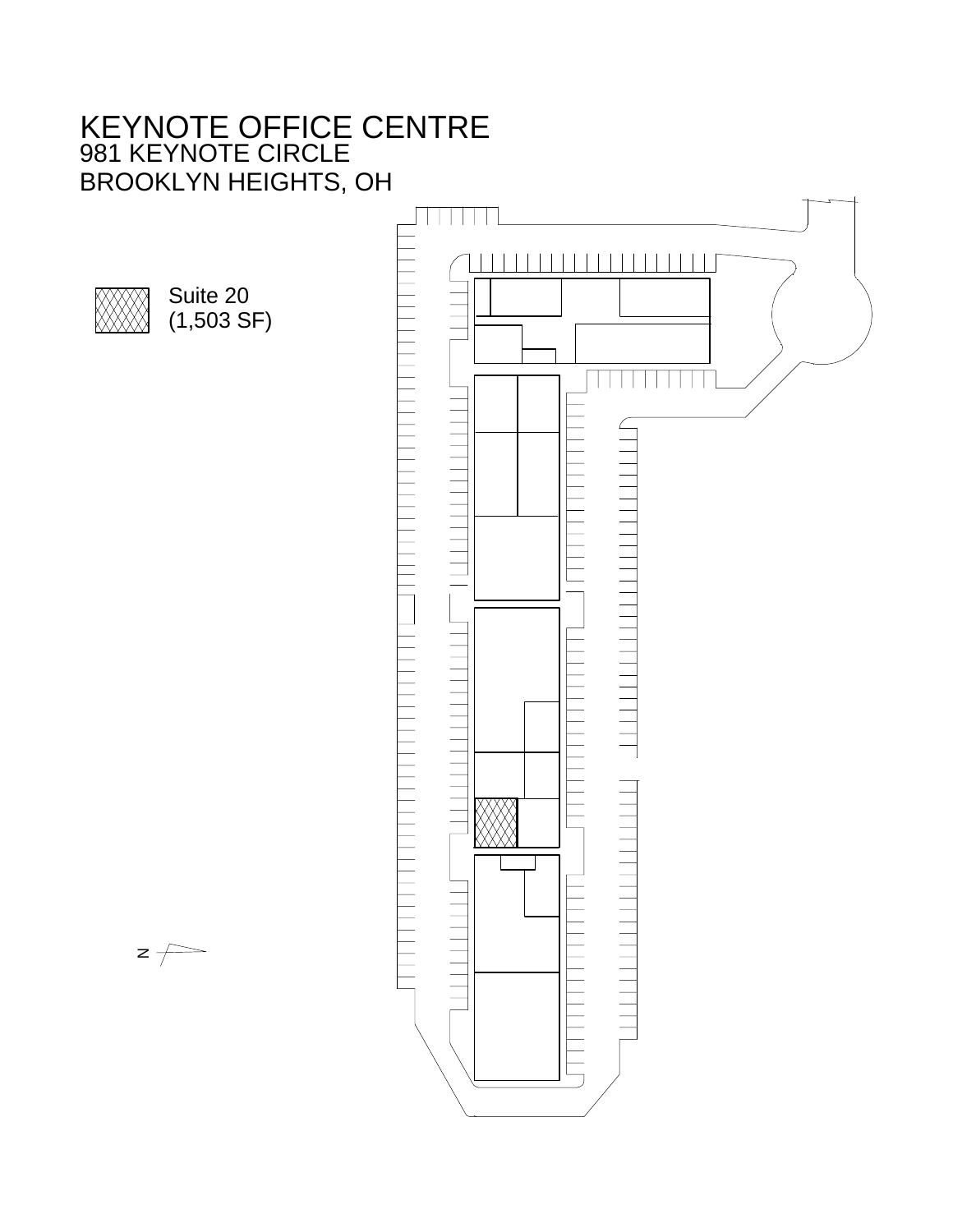# KEYNOTE OFFICE CENTRE

981 KEYNOTE CIRCLE
BROOKLYN HEIGHTS, OH

Suite 20
(1,503 SF)

N